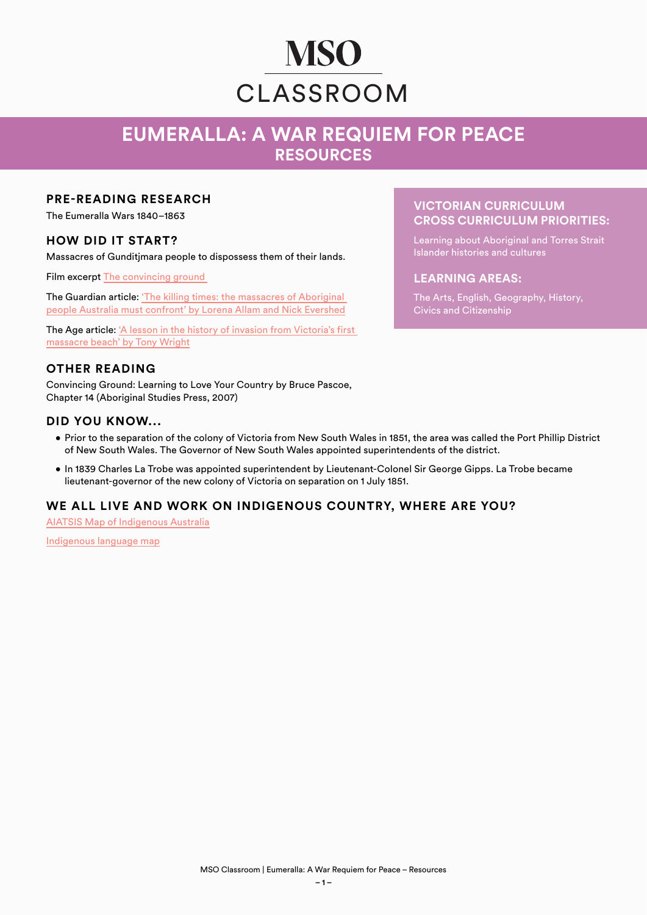# MSO CLASSROOM

# EUMERALLA: A WAR REQUIEM FOR PEACE
## RESOURCES

## PRE-READING RESEARCH

The Eumeralla Wars 1840–1863

## HOW DID IT START?

Massacres of Gunditjmara people to dispossess them of their lands.

Film excerpt The convincing ground

The Guardian article: 'The killing times: the massacres of Aboriginal people Australia must confront' by Lorena Allam and Nick Evershed

The Age article: 'A lesson in the history of invasion from Victoria's first massacre beach' by Tony Wright

## OTHER READING

Convincing Ground: Learning to Love Your Country by Bruce Pascoe, Chapter 14 (Aboriginal Studies Press, 2007)

## VICTORIAN CURRICULUM CROSS CURRICULUM PRIORITIES:

Learning about Aboriginal and Torres Strait Islander histories and cultures

## LEARNING AREAS:

The Arts, English, Geography, History, Civics and Citizenship

## DID YOU KNOW...

- Prior to the separation of the colony of Victoria from New South Wales in 1851, the area was called the Port Phillip District of New South Wales. The Governor of New South Wales appointed superintendents of the district.
- In 1839 Charles La Trobe was appointed superintendent by Lieutenant-Colonel Sir George Gipps. La Trobe became lieutenant-governor of the new colony of Victoria on separation on 1 July 1851.

## WE ALL LIVE AND WORK ON INDIGENOUS COUNTRY, WHERE ARE YOU?

AIATSIS Map of Indigenous Australia

Indigenous language map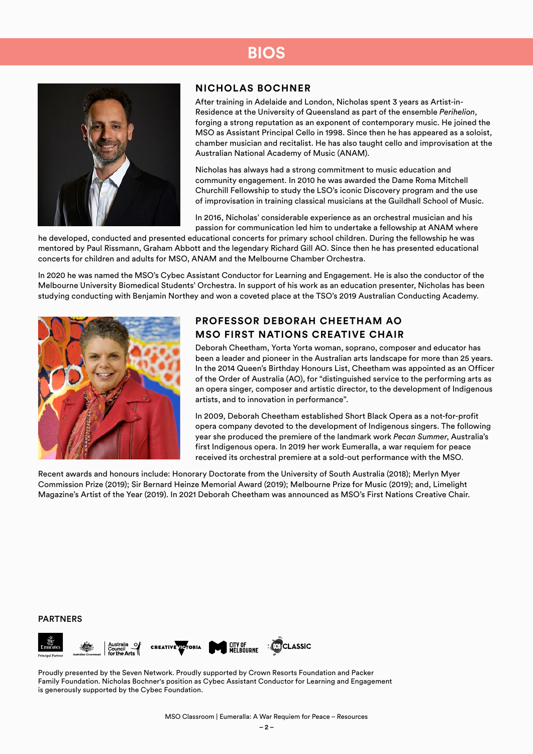# BIOS

## NICHOLAS BOCHNER

After training in Adelaide and London, Nicholas spent 3 years as Artist-in-Residence at the University of Queensland as part of the ensemble *Perihelion*, forging a strong reputation as an exponent of contemporary music. He joined the MSO as Assistant Principal Cello in 1998. Since then he has appeared as a soloist, chamber musician and recitalist. He has also taught cello and improvisation at the Australian National Academy of Music (ANAM).

Nicholas has always had a strong commitment to music education and community engagement. In 2010 he was awarded the Dame Roma Mitchell Churchill Fellowship to study the LSO's iconic Discovery program and the use of improvisation in training classical musicians at the Guildhall School of Music.

In 2016, Nicholas' considerable experience as an orchestral musician and his passion for communication led him to undertake a fellowship at ANAM where he developed, conducted and presented educational concerts for primary school children. During the fellowship he was mentored by Paul Rissmann, Graham Abbott and the legendary Richard Gill AO. Since then he has presented educational concerts for children and adults for MSO, ANAM and the Melbourne Chamber Orchestra.

In 2020 he was named the MSO's Cybec Assistant Conductor for Learning and Engagement. He is also the conductor of the Melbourne University Biomedical Students' Orchestra. In support of his work as an education presenter, Nicholas has been studying conducting with Benjamin Northey and won a coveted place at the TSO's 2019 Australian Conducting Academy.

## PROFESSOR DEBORAH CHEETHAM AO
## MSO FIRST NATIONS CREATIVE CHAIR

Deborah Cheetham, Yorta Yorta woman, soprano, composer and educator has been a leader and pioneer in the Australian arts landscape for more than 25 years. In the 2014 Queen's Birthday Honours List, Cheetham was appointed as an Officer of the Order of Australia (AO), for "distinguished service to the performing arts as an opera singer, composer and artistic director, to the development of Indigenous artists, and to innovation in performance".

In 2009, Deborah Cheetham established Short Black Opera as a not-for-profit opera company devoted to the development of Indigenous singers. The following year she produced the premiere of the landmark work *Pecan Summer*, Australia's first Indigenous opera. In 2019 her work Eumeralla, a war requiem for peace received its orchestral premiere at a sold-out performance with the MSO.

Recent awards and honours include: Honorary Doctorate from the University of South Australia (2018); Merlyn Myer Commission Prize (2019); Sir Bernard Heinze Memorial Award (2019); Melbourne Prize for Music (2019); and, Limelight Magazine's Artist of the Year (2019). In 2021 Deborah Cheetham was announced as MSO's First Nations Creative Chair.

### PARTNERS

Emirates Principal Partner | Australian Government | Australia Council for the Arts | Creative Victoria | City of Melbourne | ABC Classic

Proudly presented by the Seven Network. Proudly supported by Crown Resorts Foundation and Packer Family Foundation. Nicholas Bochner's position as Cybec Assistant Conductor for Learning and Engagement is generously supported by the Cybec Foundation.